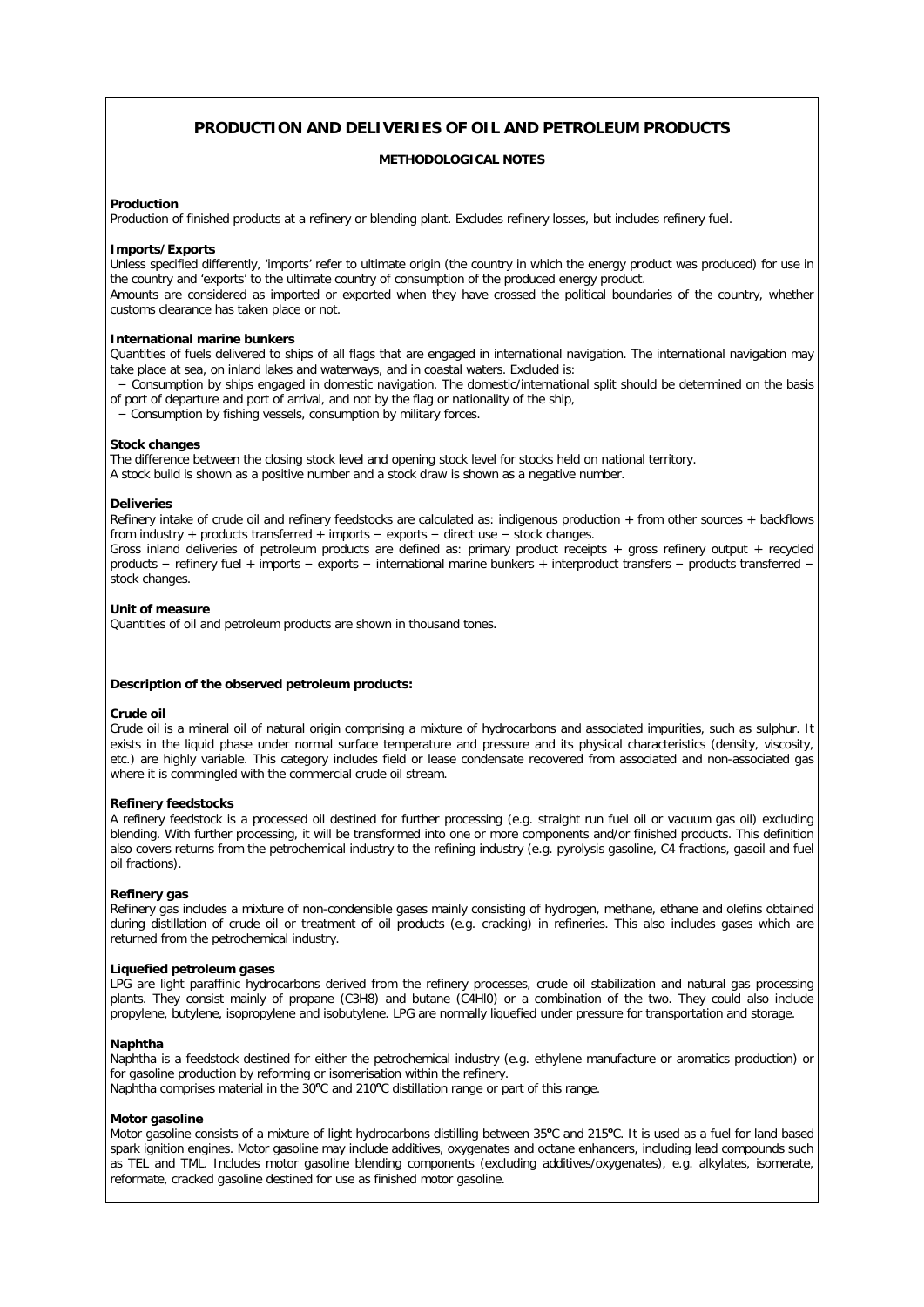# PRODUCTION AND DELIVERIES OF OIL AND PETROLEUM PRODUCTS

## METHODOLOGICAL NOTES

**Production**

Production of finished products at a refinery or blending plant. Excludes refinery losses, but includes refinery fuel.

**Imports/Exports**

Unless specified differently, 'imports' refer to ultimate origin (the country in which the energy product was produced) for use in the country and 'exports' to the ultimate country of consumption of the produced energy product.

Amounts are considered as imported or exported when they have crossed the political boundaries of the country, whether customs clearance has taken place or not.

**International marine bunkers**

Quantities of fuels delivered to ships of all flags that are engaged in international navigation. The international navigation may take place at sea, on inland lakes and waterways, and in coastal waters. Excluded is:

- Consumption by ships engaged in domestic navigation. The domestic/international split should be determined on the basis of port of departure and port of arrival, and not by the flag or nationality of the ship,
- Consumption by fishing vessels, consumption by military forces.

**Stock changes**

The difference between the closing stock level and opening stock level for stocks held on national territory.

A stock build is shown as a positive number and a stock draw is shown as a negative number.

**Deliveries**

Refinery intake of crude oil and refinery feedstocks are calculated as: indigenous production + from other sources + backflows from industry + products transferred + imports − exports − direct use − stock changes.

Gross inland deliveries of petroleum products are defined as: primary product receipts + gross refinery output + recycled products − refinery fuel + imports − exports − international marine bunkers + interproduct transfers − products transferred − stock changes.

**Unit of measure**

Quantities of oil and petroleum products are shown in thousand tones.

**Description of the observed petroleum products:**

**Crude oil**

Crude oil is a mineral oil of natural origin comprising a mixture of hydrocarbons and associated impurities, such as sulphur. It exists in the liquid phase under normal surface temperature and pressure and its physical characteristics (density, viscosity, etc.) are highly variable. This category includes field or lease condensate recovered from associated and non-associated gas where it is commingled with the commercial crude oil stream.

**Refinery feedstocks**

A refinery feedstock is a processed oil destined for further processing (e.g. straight run fuel oil or vacuum gas oil) excluding blending. With further processing, it will be transformed into one or more components and/or finished products. This definition also covers returns from the petrochemical industry to the refining industry (e.g. pyrolysis gasoline, C4 fractions, gasoil and fuel oil fractions).

**Refinery gas**

Refinery gas includes a mixture of non-condensible gases mainly consisting of hydrogen, methane, ethane and olefins obtained during distillation of crude oil or treatment of oil products (e.g. cracking) in refineries. This also includes gases which are returned from the petrochemical industry.

**Liquefied petroleum gases**

LPG are light paraffinic hydrocarbons derived from the refinery processes, crude oil stabilization and natural gas processing plants. They consist mainly of propane ($C_3H_8$) and butane ($C_4H_{10}$) or a combination of the two. They could also include propylene, butylene, isopropylene and isobutylene. LPG are normally liquefied under pressure for transportation and storage.

**Naphtha**

Naphtha is a feedstock destined for either the petrochemical industry (e.g. ethylene manufacture or aromatics production) or for gasoline production by reforming or isomerisation within the refinery.

Naphtha comprises material in the 30°C and 210°C distillation range or part of this range.

**Motor gasoline**

Motor gasoline consists of a mixture of light hydrocarbons distilling between 35°C and 215°C. It is used as a fuel for land based spark ignition engines. Motor gasoline may include additives, oxygenates and octane enhancers, including lead compounds such as TEL and TML. Includes motor gasoline blending components (excluding additives/oxygenates), e.g. alkylates, isomerate, reformate, cracked gasoline destined for use as finished motor gasoline.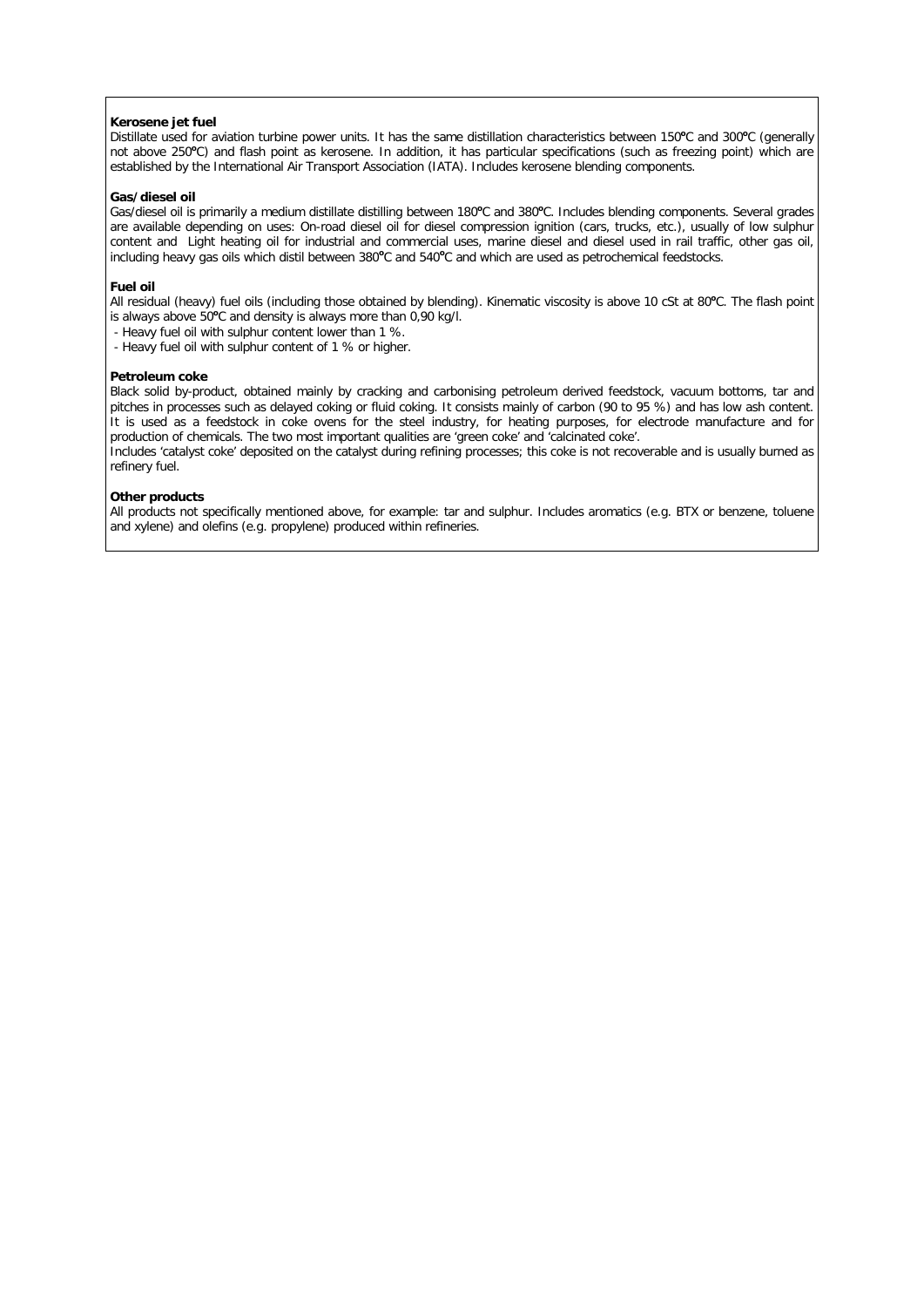**Kerosene jet fuel**

Distillate used for aviation turbine power units. It has the same distillation characteristics between 150°C and 300°C (generally not above 250°C) and flash point as kerosene. In addition, it has particular specifications (such as freezing point) which are established by the International Air Transport Association (IATA). Includes kerosene blending components.

**Gas/diesel oil**

Gas/diesel oil is primarily a medium distillate distilling between 180°C and 380°C. Includes blending components. Several grades are available depending on uses: On-road diesel oil for diesel compression ignition (cars, trucks, etc.), usually of low sulphur content and Light heating oil for industrial and commercial uses, marine diesel and diesel used in rail traffic, other gas oil, including heavy gas oils which distil between 380°C and 540°C and which are used as petrochemical feedstocks.

**Fuel oil**

All residual (heavy) fuel oils (including those obtained by blending). Kinematic viscosity is above 10 cSt at 80°C. The flash point is always above 50°C and density is always more than 0,90 kg/l.

- Heavy fuel oil with sulphur content lower than 1 %.
- Heavy fuel oil with sulphur content of 1 % or higher.

**Petroleum coke**

Black solid by-product, obtained mainly by cracking and carbonising petroleum derived feedstock, vacuum bottoms, tar and pitches in processes such as delayed coking or fluid coking. It consists mainly of carbon (90 to 95 %) and has low ash content. It is used as a feedstock in coke ovens for the steel industry, for heating purposes, for electrode manufacture and for production of chemicals. The two most important qualities are 'green coke' and 'calcinated coke'.

Includes 'catalyst coke' deposited on the catalyst during refining processes; this coke is not recoverable and is usually burned as refinery fuel.

**Other products**

All products not specifically mentioned above, for example: tar and sulphur. Includes aromatics (e.g. BTX or benzene, toluene and xylene) and olefins (e.g. propylene) produced within refineries.